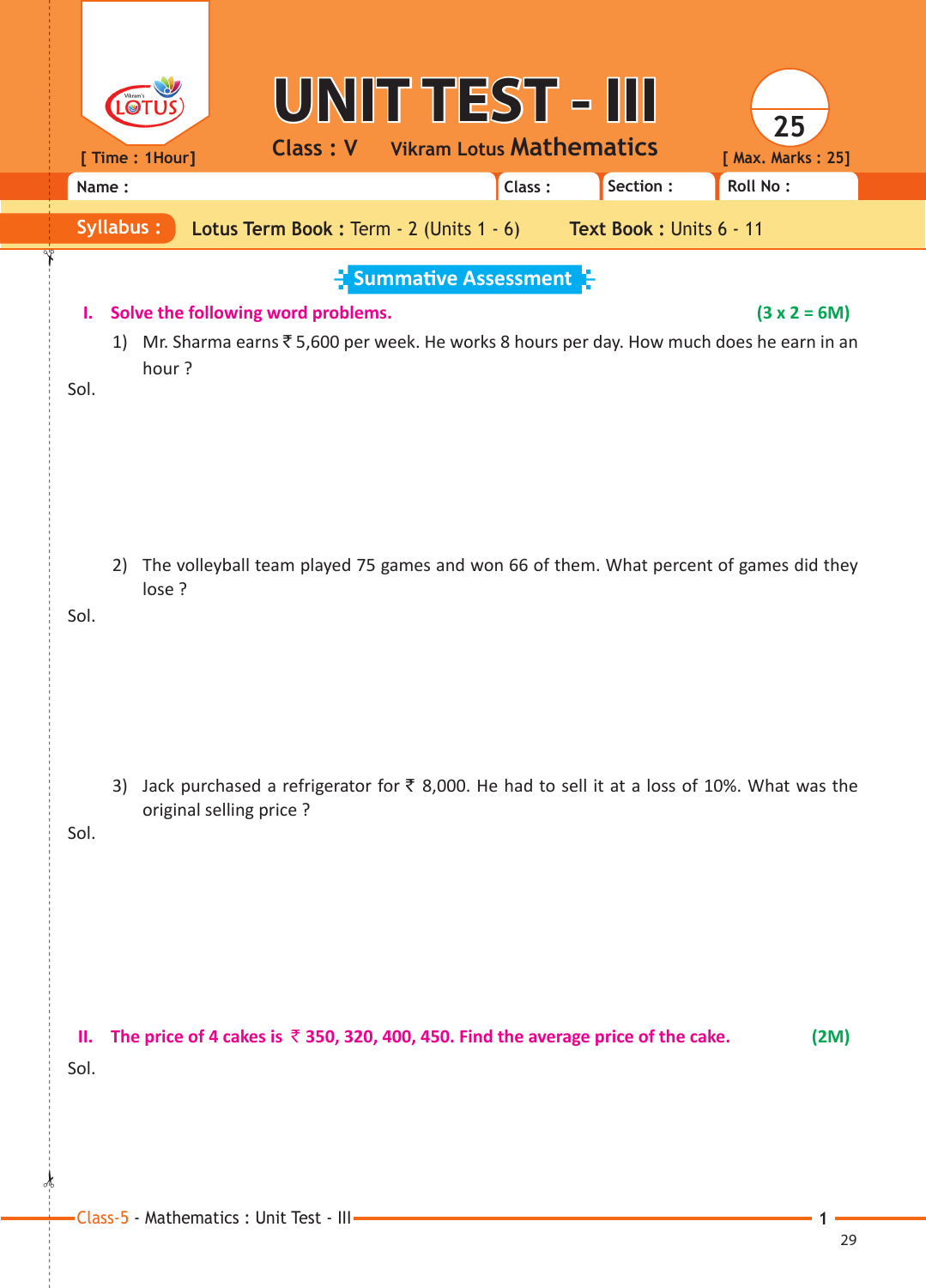# UNIT TEST - III

**Class : V** Vikram Lotus **Mathematics**

[ Time : 1Hour ] [ Max. Marks : 25]

25

Name : Class : Section : Roll No :

**Syllabus :** **Lotus Term Book :** Term - 2 (Units 1 - 6) **Text Book :** Units 6 - 11

## Summative Assessment

**I. Solve the following word problems.** **(3 x 2 = 6M)**

1) Mr. Sharma earns ₹ 5,600 per week. He works 8 hours per day. How much does he earn in an hour ?

Sol.

2) The volleyball team played 75 games and won 66 of them. What percent of games did they lose ?

Sol.

3) Jack purchased a refrigerator for ₹ 8,000. He had to sell it at a loss of 10%. What was the original selling price ?

Sol.

**II. The price of 4 cakes is ₹ 350, 320, 400, 450. Find the average price of the cake.** **(2M)**

Sol.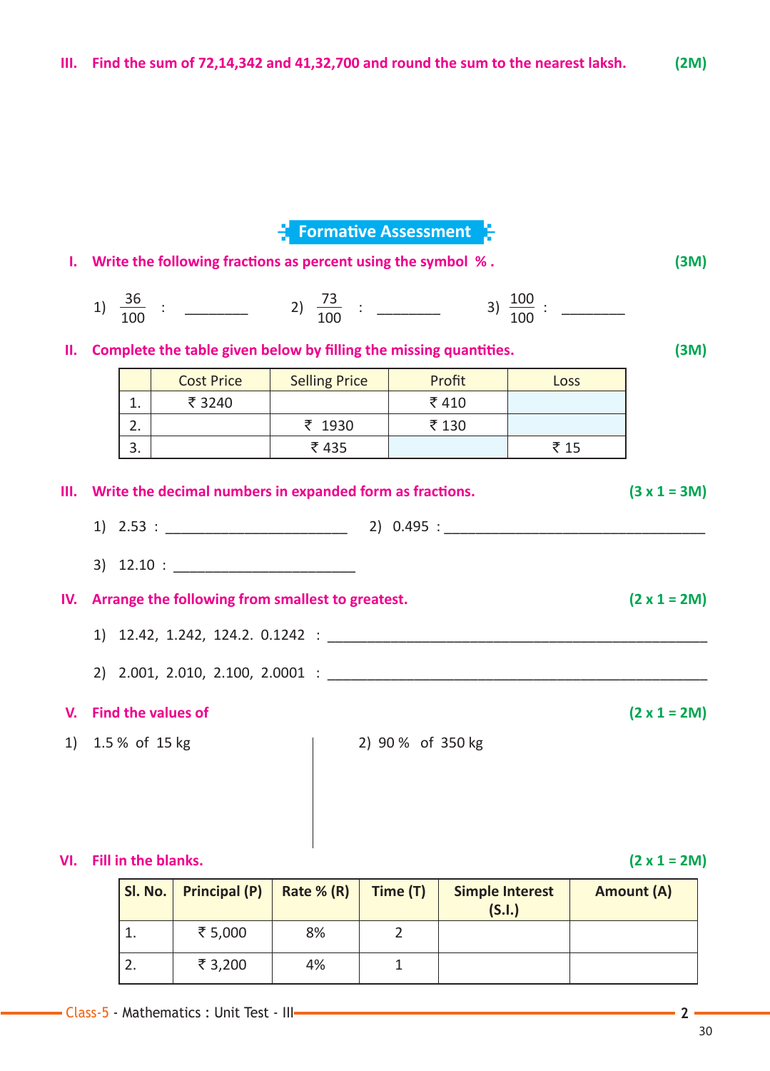**III.** Find the sum of 72,14,342 and 41,32,700 and round the sum to the nearest laksh. **(2M)**

## Formative Assessment

**I.** Write the following fractions as percent using the symbol % . **(3M)**

1) $\frac{36}{100}$ : ________  2) $\frac{73}{100}$ : ________  3) $\frac{100}{100}$ : ________

**II.** Complete the table given below by filling the missing quantities. **(3M)**

| | Cost Price | Selling Price | Profit | Loss |
|---|---|---|---|---|
| 1. | ₹ 3240 | | ₹ 410 | |
| 2. | | ₹ 1930 | ₹ 130 | |
| 3. | | ₹ 435 | | ₹ 15 |

**III.** Write the decimal numbers in expanded form as fractions. **(3 x 1 = 3M)**

1) 2.53 : ________________________  2) 0.495 : ___________________________________

3) 12.10 : ________________________

**IV.** Arrange the following from smallest to greatest. **(2 x 1 = 2M)**

1) 12.42, 1.242, 124.2. 0.1242 : ___________________________________________________

2) 2.001, 2.010, 2.100, 2.0001 : ___________________________________________________

**V.** Find the values of **(2 x 1 = 2M)**

1) 1.5 % of 15 kg

2) 90 % of 350 kg

**VI.** Fill in the blanks. **(2 x 1 = 2M)**

| Sl. No. | Principal (P) | Rate % (R) | Time (T) | Simple Interest (S.I.) | Amount (A) |
|---|---|---|---|---|---|
| 1. | ₹ 5,000 | 8% | 2 | | |
| 2. | ₹ 3,200 | 4% | 1 | | |